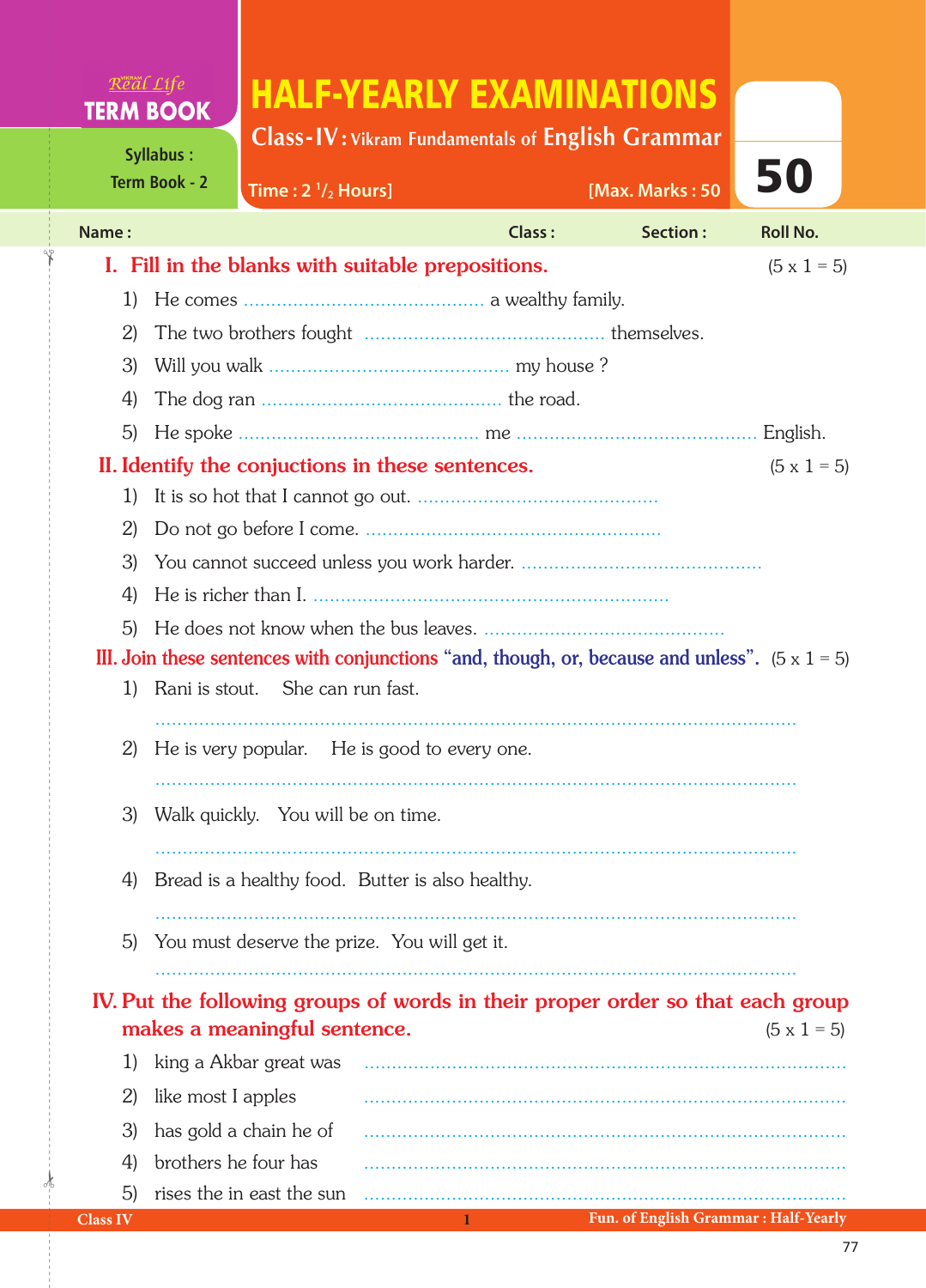Real Life **TERM BOOK**

Syllabus : Term Book - 2

# HALF-YEARLY EXAMINATIONS

## Class-IV : Vikram Fundamentals of English Grammar

Time : 2 $^1/_2$ Hours] [Max. Marks : 50

**50**

Name : Class : Section : Roll No.

## I. Fill in the blanks with suitable prepositions. (5 x 1 = 5)

1) He comes ........................................... a wealthy family.
2) The two brothers fought ........................................... themselves.
3) Will you walk ........................................... my house ?
4) The dog ran ........................................... the road.
5) He spoke ........................................... me ........................................... English.

## II. Identify the conjuctions in these sentences. (5 x 1 = 5)

1) It is so hot that I cannot go out. ...........................................
2) Do not go before I come. ...........................................
3) You cannot succeed unless you work harder. ...........................................
4) He is richer than I. ...........................................
5) He does not know when the bus leaves. ...........................................

## III. Join these sentences with conjunctions "and, though, or, because and unless". (5 x 1 = 5)

1) Rani is stout. She can run fast.

...........................................................................................................

2) He is very popular. He is good to every one.

...........................................................................................................

3) Walk quickly. You will be on time.

...........................................................................................................

4) Bread is a healthy food. Butter is also healthy.

...........................................................................................................

5) You must deserve the prize. You will get it.

...........................................................................................................

## IV. Put the following groups of words in their proper order so that each group makes a meaningful sentence. (5 x 1 = 5)

1) king a Akbar great was ...........................................................................
2) like most I apples ...........................................................................
3) has gold a chain he of ...........................................................................
4) brothers he four has ...........................................................................
5) rises the in east the sun ...........................................................................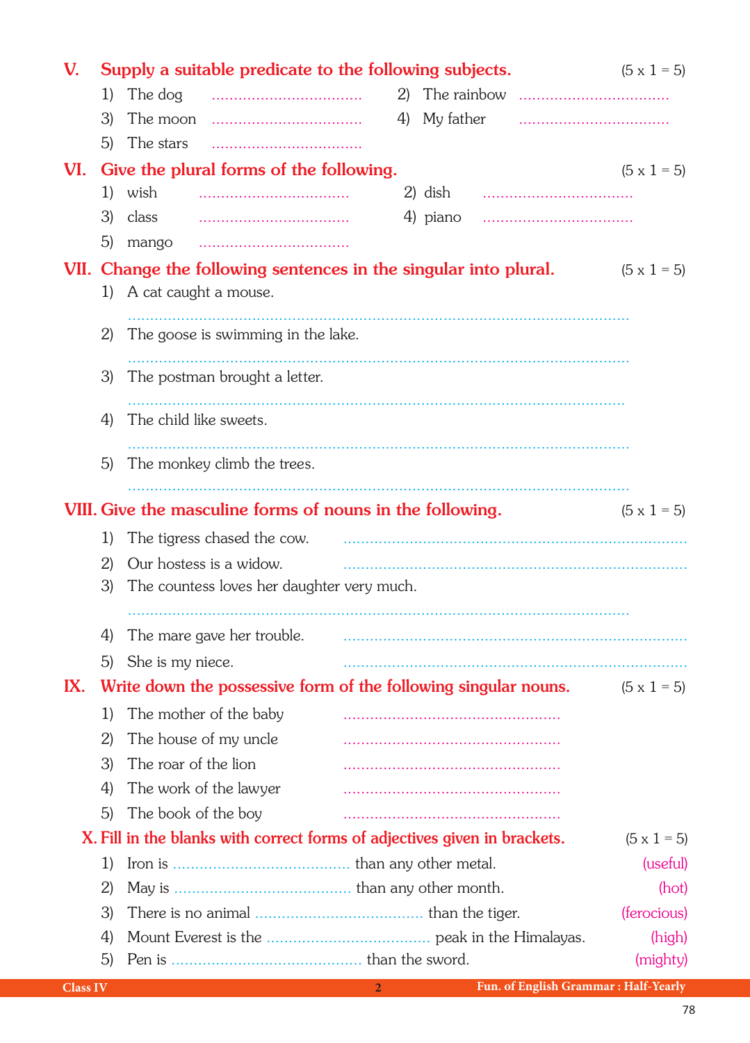## V. Supply a suitable predicate to the following subjects. (5 x 1 = 5)

1) The dog ..................................
2) The rainbow ..................................
3) The moon ..................................
4) My father ..................................
5) The stars ..................................

## VI. Give the plural forms of the following. (5 x 1 = 5)

1) wish ..................................
2) dish ..................................
3) class ..................................
4) piano ..................................
5) mango ..................................

## VII. Change the following sentences in the singular into plural. (5 x 1 = 5)

1) A cat caught a mouse.

.............................................................................................................

2) The goose is swimming in the lake.

.............................................................................................................

3) The postman brought a letter.

.............................................................................................................

4) The child like sweets.

.............................................................................................................

5) The monkey climb the trees.

.............................................................................................................

## VIII. Give the masculine forms of nouns in the following. (5 x 1 = 5)

1) The tigress chased the cow. ..............................................................................
2) Our hostess is a widow. ..............................................................................
3) The countess loves her daughter very much.

.............................................................................................................

4) The mare gave her trouble. ..............................................................................
5) She is my niece. ..............................................................................

## IX. Write down the possessive form of the following singular nouns. (5 x 1 = 5)

1) The mother of the baby ................................................
2) The house of my uncle ................................................
3) The roar of the lion ................................................
4) The work of the lawyer ................................................
5) The book of the boy ................................................

## X. Fill in the blanks with correct forms of adjectives given in brackets. (5 x 1 = 5)

1) Iron is ........................................ than any other metal. (useful)
2) May is ........................................ than any other month. (hot)
3) There is no animal ...................................... than the tiger. (ferocious)
4) Mount Everest is the ..................................... peak in the Himalayas. (high)
5) Pen is ........................................... than the sword. (mighty)